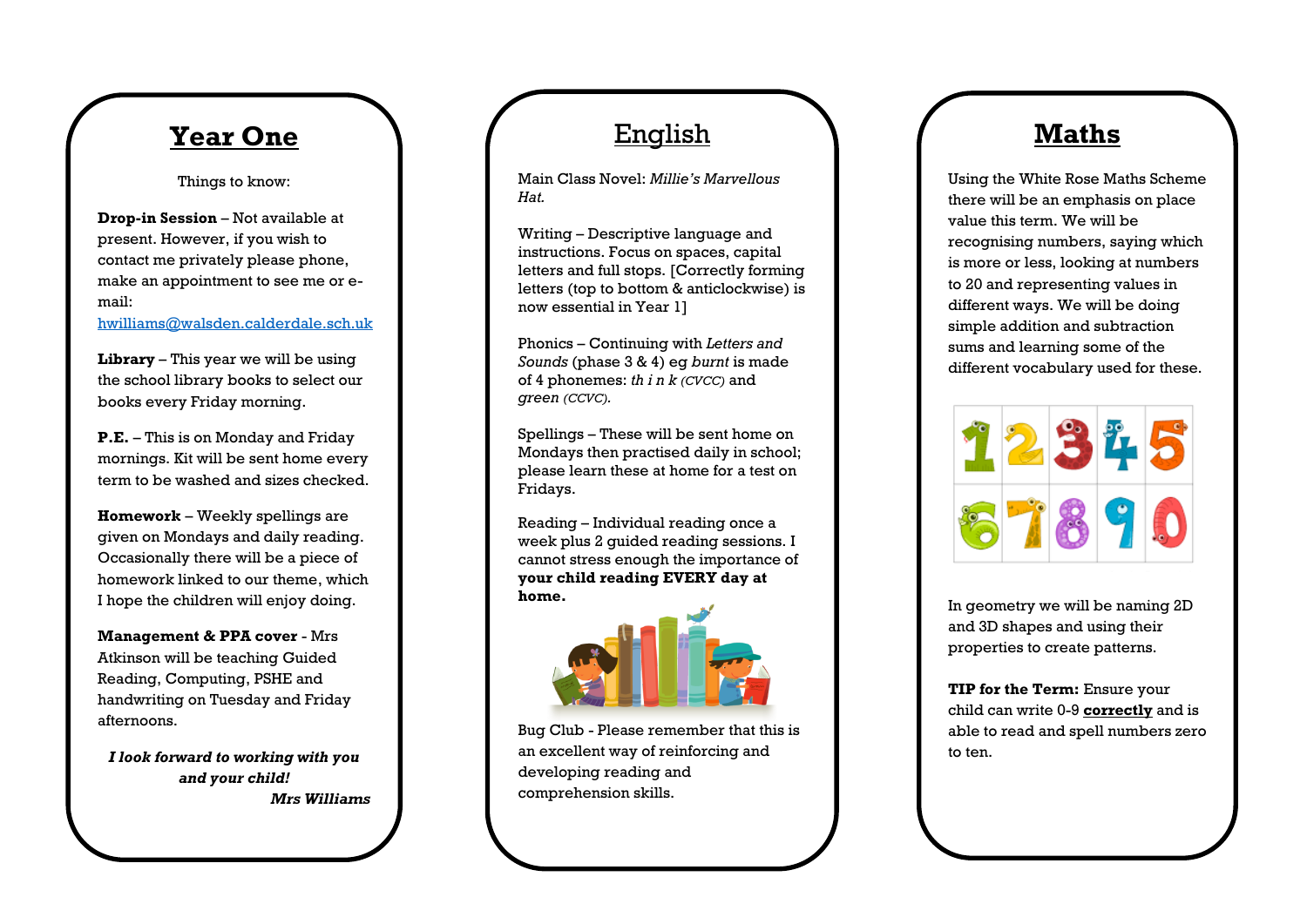# Year One

Things to know:

**Drop-in Session** – Not available at present. However, if you wish to contact me privately please phone, make an appointment to see me or e-mail: hwilliams@walsden.calderdale.sch.uk

**Library** – This year we will be using the school library books to select our books every Friday morning.

**P.E.** – This is on Monday and Friday mornings. Kit will be sent home every term to be washed and sizes checked.

**Homework** – Weekly spellings are given on Mondays and daily reading. Occasionally there will be a piece of homework linked to our theme, which I hope the children will enjoy doing.

**Management & PPA cover** - Mrs Atkinson will be teaching Guided Reading, Computing, PSHE and handwriting on Tuesday and Friday afternoons.

***I look forward to working with you and your child!***

***Mrs Williams***

# English

Main Class Novel: *Millie's Marvellous Hat.*

Writing – Descriptive language and instructions. Focus on spaces, capital letters and full stops. [Correctly forming letters (top to bottom & anticlockwise) is now essential in Year 1]

Phonics – Continuing with *Letters and Sounds* (phase 3 & 4) eg *burnt* is made of 4 phonemes: *th i n k (CVCC)* and *green (CCVC).*

Spellings – These will be sent home on Mondays then practised daily in school; please learn these at home for a test on Fridays.

Reading – Individual reading once a week plus 2 guided reading sessions. I cannot stress enough the importance of **your child reading EVERY day at home.**

Bug Club - Please remember that this is an excellent way of reinforcing and developing reading and comprehension skills.

# Maths

Using the White Rose Maths Scheme there will be an emphasis on place value this term. We will be recognising numbers, saying which is more or less, looking at numbers to 20 and representing values in different ways. We will be doing simple addition and subtraction sums and learning some of the different vocabulary used for these.

In geometry we will be naming 2D and 3D shapes and using their properties to create patterns.

**TIP for the Term:** Ensure your child can write 0-9 **correctly** and is able to read and spell numbers zero to ten.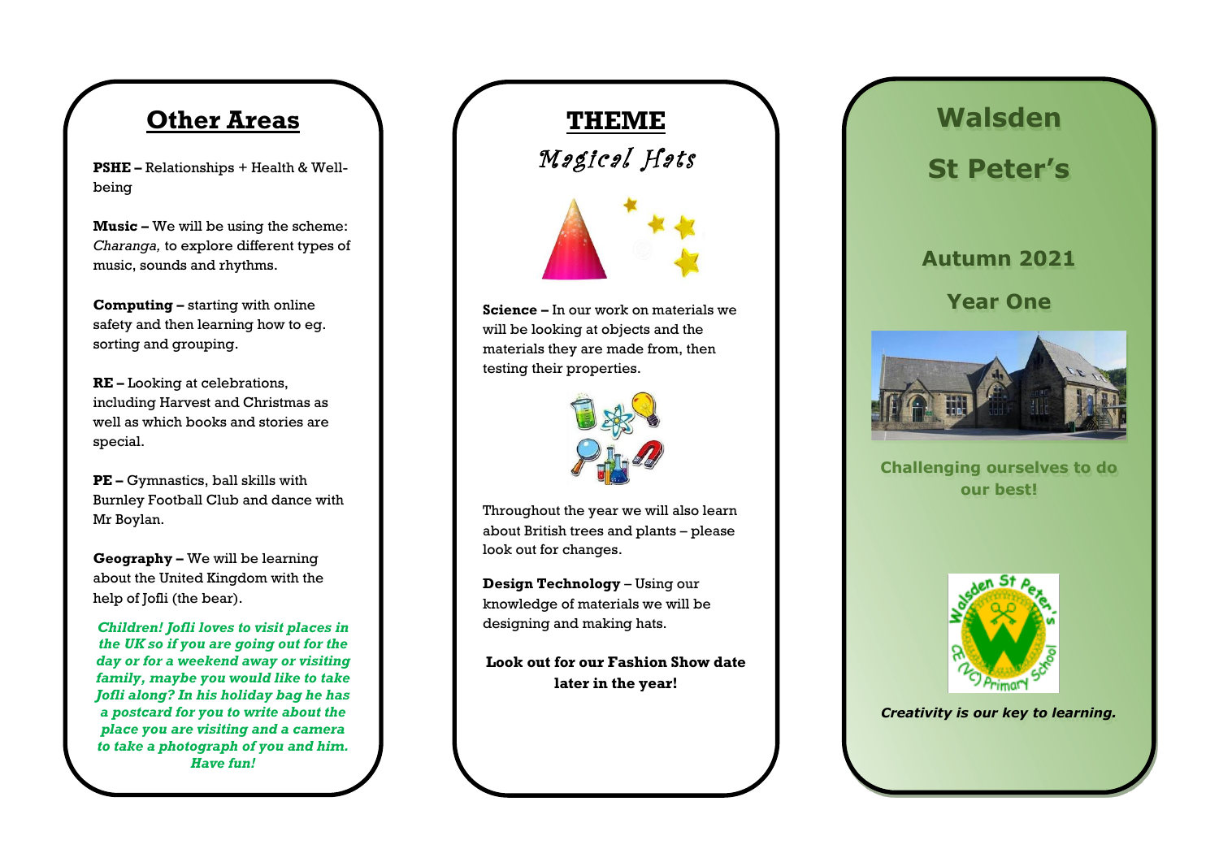## Other Areas

**PSHE –** Relationships + Health & Well-being

**Music –** We will be using the scheme: *Charanga,* to explore different types of music, sounds and rhythms.

**Computing –** starting with online safety and then learning how to eg. sorting and grouping.

**RE –** Looking at celebrations, including Harvest and Christmas as well as which books and stories are special.

**PE –** Gymnastics, ball skills with Burnley Football Club and dance with Mr Boylan.

**Geography –** We will be learning about the United Kingdom with the help of Jofli (the bear).

***Children! Jofli loves to visit places in the UK so if you are going out for the day or for a weekend away or visiting family, maybe you would like to take Jofli along? In his holiday bag he has a postcard for you to write about the place you are visiting and a camera to take a photograph of you and him. Have fun!***

## THEME

*Magical Hats*

**Science –** In our work on materials we will be looking at objects and the materials they are made from, then testing their properties.

Throughout the year we will also learn about British trees and plants – please look out for changes.

**Design Technology** – Using our knowledge of materials we will be designing and making hats.

**Look out for our Fashion Show date later in the year!**

# Walsden St Peter's

## Autumn 2021

## Year One

**Challenging ourselves to do our best!**

Walsden St Peter's CE (VC) Primary School

***Creativity is our key to learning.***